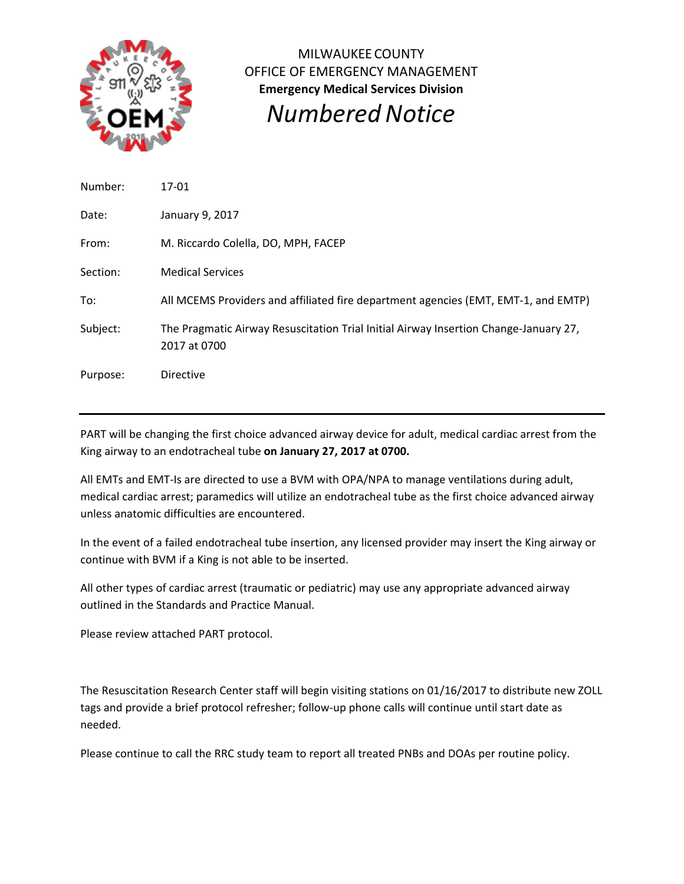MILWAUKEE COUNTY
OFFICE OF EMERGENCY MANAGEMENT
**Emergency Medical Services Division**

# *Numbered Notice*

| | |
|---|---|
| Number: | 17-01 |
| Date: | January 9, 2017 |
| From: | M. Riccardo Colella, DO, MPH, FACEP |
| Section: | Medical Services |
| To: | All MCEMS Providers and affiliated fire department agencies (EMT, EMT-1, and EMTP) |
| Subject: | The Pragmatic Airway Resuscitation Trial Initial Airway Insertion Change-January 27, 2017 at 0700 |
| Purpose: | Directive |

---

PART will be changing the first choice advanced airway device for adult, medical cardiac arrest from the King airway to an endotracheal tube **on January 27, 2017 at 0700.**

All EMTs and EMT-Is are directed to use a BVM with OPA/NPA to manage ventilations during adult, medical cardiac arrest; paramedics will utilize an endotracheal tube as the first choice advanced airway unless anatomic difficulties are encountered.

In the event of a failed endotracheal tube insertion, any licensed provider may insert the King airway or continue with BVM if a King is not able to be inserted.

All other types of cardiac arrest (traumatic or pediatric) may use any appropriate advanced airway outlined in the Standards and Practice Manual.

Please review attached PART protocol.

The Resuscitation Research Center staff will begin visiting stations on 01/16/2017 to distribute new ZOLL tags and provide a brief protocol refresher; follow-up phone calls will continue until start date as needed.

Please continue to call the RRC study team to report all treated PNBs and DOAs per routine policy.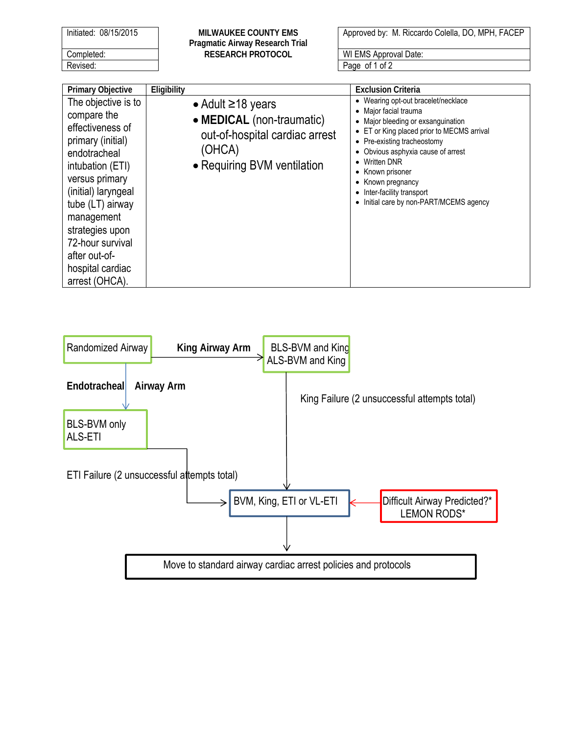| Initiated: 08/15/2015 | **MILWAUKEE COUNTY EMS** | Approved by: M. Riccardo Colella, DO, MPH, FACEP |
|---|---|---|
| Completed: | **Pragmatic Airway Research Trial** | WI EMS Approval Date: |
| Revised: | **RESEARCH PROTOCOL** | Page of 1 of 2 |

| Primary Objective | Eligibility | Exclusion Criteria |
|---|---|---|
| The objective is to compare the effectiveness of primary (initial) endotracheal intubation (ETI) versus primary (initial) laryngeal tube (LT) airway management strategies upon 72-hour survival after out-of-hospital cardiac arrest (OHCA). | • Adult ≥18 years<br>• **MEDICAL** (non-traumatic) out-of-hospital cardiac arrest (OHCA)<br>• Requiring BVM ventilation | • Wearing opt-out bracelet/necklace<br>• Major facial trauma<br>• Major bleeding or exsanguination<br>• ET or King placed prior to MECMS arrival<br>• Pre-existing tracheostomy<br>• Obvious asphyxia cause of arrest<br>• Written DNR<br>• Known prisoner<br>• Known pregnancy<br>• Inter-facility transport<br>• Initial care by non-PART/MCEMS agency |

Randomized Airway

**King Airway Arm** → BLS-BVM and King / ALS-BVM and King

King Failure (2 unsuccessful attempts total) → BVM, King, ETI or VL-ETI

**Endotracheal Airway Arm** → BLS-BVM only / ALS-ETI

ETI Failure (2 unsuccessful attempts total) → BVM, King, ETI or VL-ETI

Difficult Airway Predicted?* LEMON RODS* → BVM, King, ETI or VL-ETI

BVM, King, ETI or VL-ETI → Move to standard airway cardiac arrest policies and protocols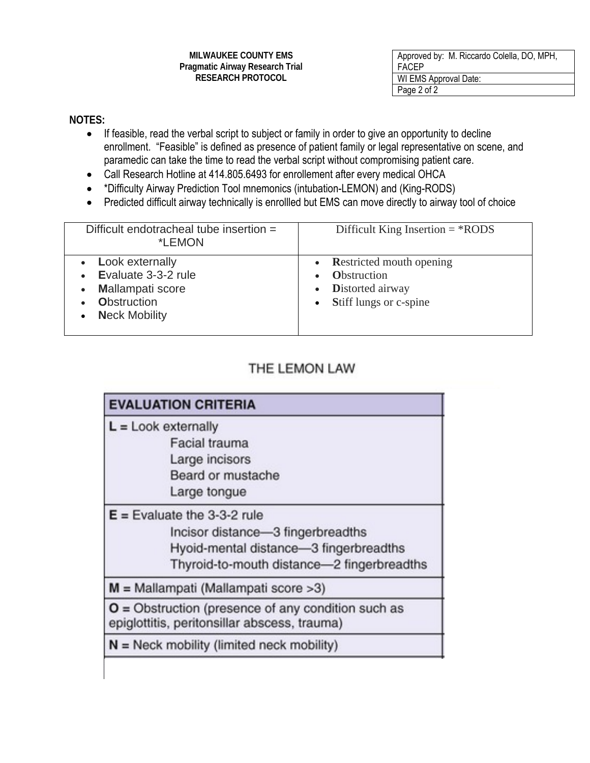**NOTES:**

- If feasible, read the verbal script to subject or family in order to give an opportunity to decline enrollment. "Feasible" is defined as presence of patient family or legal representative on scene, and paramedic can take the time to read the verbal script without compromising patient care.
- Call Research Hotline at 414.805.6493 for enrollement after every medical OHCA
- *Difficulty Airway Prediction Tool mnemonics (intubation-LEMON) and (King-RODS)
- Predicted difficult airway technically is enrollled but EMS can move directly to airway tool of choice

| Difficult endotracheal tube insertion = *LEMON | Difficult King Insertion = *RODS |
|---|---|
| • **L**ook externally<br>• **E**valuate 3-3-2 rule<br>• **M**allampati score<br>• **O**bstruction<br>• **N**eck Mobility | • **R**estricted mouth opening<br>• **O**bstruction<br>• **D**istorted airway<br>• **S**tiff lungs or c-spine |

## THE LEMON LAW

| EVALUATION CRITERIA |
|---|
| **L** = Look externally<br>Facial trauma<br>Large incisors<br>Beard or mustache<br>Large tongue |
| **E** = Evaluate the 3-3-2 rule<br>Incisor distance—3 fingerbreadths<br>Hyoid-mental distance—3 fingerbreadths<br>Thyroid-to-mouth distance—2 fingerbreadths |
| **M** = Mallampati (Mallampati score >3) |
| **O** = Obstruction (presence of any condition such as epiglottitis, peritonsillar abscess, trauma) |
| **N** = Neck mobility (limited neck mobility) |